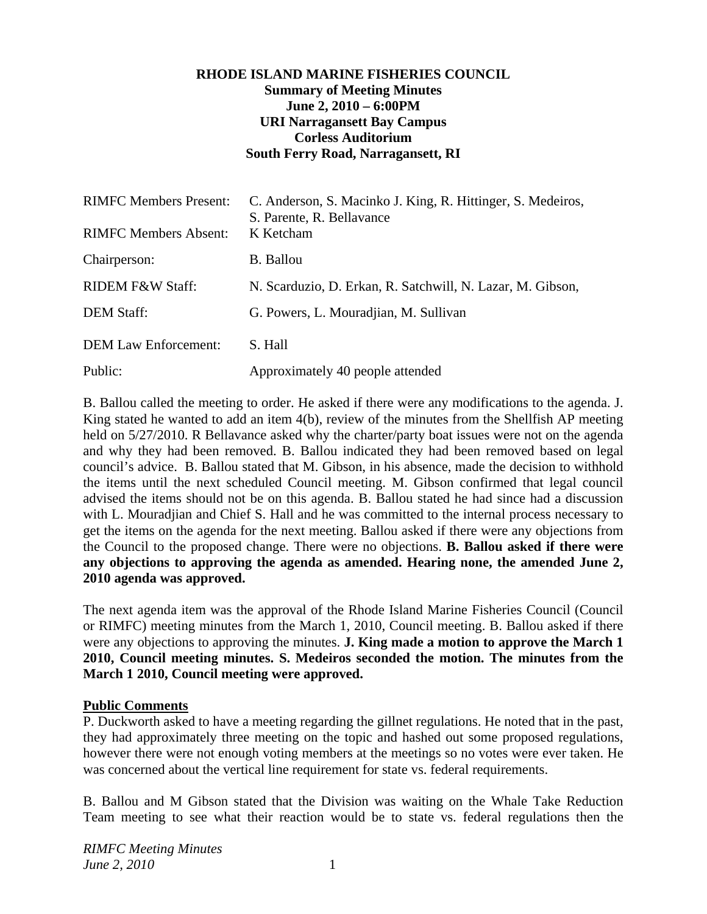**RHODE ISLAND MARINE FISHERIES COUNCIL**
**Summary of Meeting Minutes**
**June 2, 2010 – 6:00PM**
**URI Narragansett Bay Campus**
**Corless Auditorium**
**South Ferry Road, Narragansett, RI**

| | |
|---|---|
| RIMFC Members Present: | C. Anderson, S. Macinko J. King, R. Hittinger, S. Medeiros, S. Parente, R. Bellavance |
| RIMFC Members Absent: | K Ketcham |
| Chairperson: | B. Ballou |
| RIDEM F&W Staff: | N. Scarduzio, D. Erkan, R. Satchwill, N. Lazar, M. Gibson, |
| DEM Staff: | G. Powers, L. Mouradjian, M. Sullivan |
| DEM Law Enforcement: | S. Hall |
| Public: | Approximately 40 people attended |

B. Ballou called the meeting to order. He asked if there were any modifications to the agenda. J. King stated he wanted to add an item 4(b), review of the minutes from the Shellfish AP meeting held on 5/27/2010. R Bellavance asked why the charter/party boat issues were not on the agenda and why they had been removed. B. Ballou indicated they had been removed based on legal council's advice. B. Ballou stated that M. Gibson, in his absence, made the decision to withhold the items until the next scheduled Council meeting. M. Gibson confirmed that legal council advised the items should not be on this agenda. B. Ballou stated he had since had a discussion with L. Mouradjian and Chief S. Hall and he was committed to the internal process necessary to get the items on the agenda for the next meeting. Ballou asked if there were any objections from the Council to the proposed change. There were no objections. **B. Ballou asked if there were any objections to approving the agenda as amended. Hearing none, the amended June 2, 2010 agenda was approved.**

The next agenda item was the approval of the Rhode Island Marine Fisheries Council (Council or RIMFC) meeting minutes from the March 1, 2010, Council meeting. B. Ballou asked if there were any objections to approving the minutes. **J. King made a motion to approve the March 1 2010, Council meeting minutes. S. Medeiros seconded the motion. The minutes from the March 1 2010, Council meeting were approved.**

**Public Comments**

P. Duckworth asked to have a meeting regarding the gillnet regulations. He noted that in the past, they had approximately three meeting on the topic and hashed out some proposed regulations, however there were not enough voting members at the meetings so no votes were ever taken. He was concerned about the vertical line requirement for state vs. federal requirements.

B. Ballou and M Gibson stated that the Division was waiting on the Whale Take Reduction Team meeting to see what their reaction would be to state vs. federal regulations then the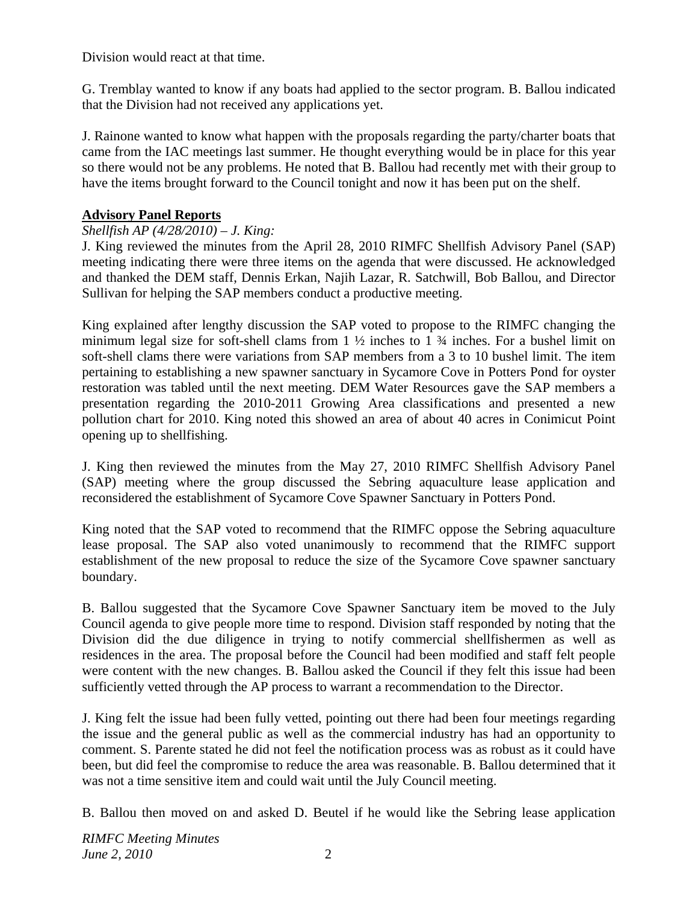Division would react at that time.

G. Tremblay wanted to know if any boats had applied to the sector program. B. Ballou indicated that the Division had not received any applications yet.

J. Rainone wanted to know what happen with the proposals regarding the party/charter boats that came from the IAC meetings last summer. He thought everything would be in place for this year so there would not be any problems. He noted that B. Ballou had recently met with their group to have the items brought forward to the Council tonight and now it has been put on the shelf.

## Advisory Panel Reports

*Shellfish AP (4/28/2010) – J. King:*

J. King reviewed the minutes from the April 28, 2010 RIMFC Shellfish Advisory Panel (SAP) meeting indicating there were three items on the agenda that were discussed. He acknowledged and thanked the DEM staff, Dennis Erkan, Najih Lazar, R. Satchwill, Bob Ballou, and Director Sullivan for helping the SAP members conduct a productive meeting.

King explained after lengthy discussion the SAP voted to propose to the RIMFC changing the minimum legal size for soft-shell clams from 1 ½ inches to 1 ¾ inches. For a bushel limit on soft-shell clams there were variations from SAP members from a 3 to 10 bushel limit. The item pertaining to establishing a new spawner sanctuary in Sycamore Cove in Potters Pond for oyster restoration was tabled until the next meeting. DEM Water Resources gave the SAP members a presentation regarding the 2010-2011 Growing Area classifications and presented a new pollution chart for 2010. King noted this showed an area of about 40 acres in Conimicut Point opening up to shellfishing.

J. King then reviewed the minutes from the May 27, 2010 RIMFC Shellfish Advisory Panel (SAP) meeting where the group discussed the Sebring aquaculture lease application and reconsidered the establishment of Sycamore Cove Spawner Sanctuary in Potters Pond.

King noted that the SAP voted to recommend that the RIMFC oppose the Sebring aquaculture lease proposal. The SAP also voted unanimously to recommend that the RIMFC support establishment of the new proposal to reduce the size of the Sycamore Cove spawner sanctuary boundary.

B. Ballou suggested that the Sycamore Cove Spawner Sanctuary item be moved to the July Council agenda to give people more time to respond. Division staff responded by noting that the Division did the due diligence in trying to notify commercial shellfishermen as well as residences in the area. The proposal before the Council had been modified and staff felt people were content with the new changes. B. Ballou asked the Council if they felt this issue had been sufficiently vetted through the AP process to warrant a recommendation to the Director.

J. King felt the issue had been fully vetted, pointing out there had been four meetings regarding the issue and the general public as well as the commercial industry has had an opportunity to comment. S. Parente stated he did not feel the notification process was as robust as it could have been, but did feel the compromise to reduce the area was reasonable. B. Ballou determined that it was not a time sensitive item and could wait until the July Council meeting.

B. Ballou then moved on and asked D. Beutel if he would like the Sebring lease application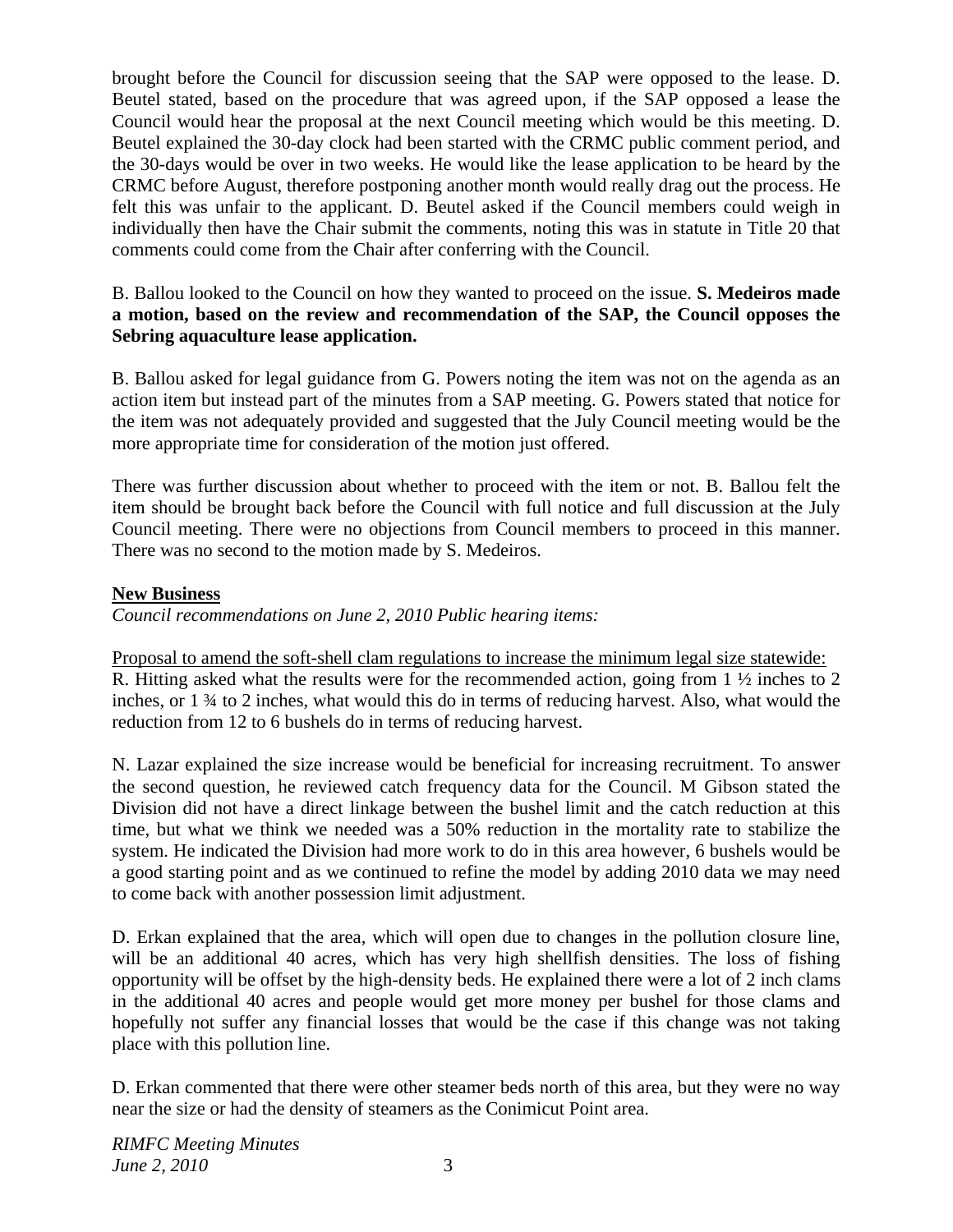brought before the Council for discussion seeing that the SAP were opposed to the lease. D. Beutel stated, based on the procedure that was agreed upon, if the SAP opposed a lease the Council would hear the proposal at the next Council meeting which would be this meeting. D. Beutel explained the 30-day clock had been started with the CRMC public comment period, and the 30-days would be over in two weeks. He would like the lease application to be heard by the CRMC before August, therefore postponing another month would really drag out the process. He felt this was unfair to the applicant. D. Beutel asked if the Council members could weigh in individually then have the Chair submit the comments, noting this was in statute in Title 20 that comments could come from the Chair after conferring with the Council.

B. Ballou looked to the Council on how they wanted to proceed on the issue. **S. Medeiros made a motion, based on the review and recommendation of the SAP, the Council opposes the Sebring aquaculture lease application.**

B. Ballou asked for legal guidance from G. Powers noting the item was not on the agenda as an action item but instead part of the minutes from a SAP meeting. G. Powers stated that notice for the item was not adequately provided and suggested that the July Council meeting would be the more appropriate time for consideration of the motion just offered.

There was further discussion about whether to proceed with the item or not. B. Ballou felt the item should be brought back before the Council with full notice and full discussion at the July Council meeting. There were no objections from Council members to proceed in this manner. There was no second to the motion made by S. Medeiros.

## New Business

*Council recommendations on June 2, 2010 Public hearing items:*

Proposal to amend the soft-shell clam regulations to increase the minimum legal size statewide:
R. Hitting asked what the results were for the recommended action, going from 1 ½ inches to 2 inches, or 1 ¾ to 2 inches, what would this do in terms of reducing harvest. Also, what would the reduction from 12 to 6 bushels do in terms of reducing harvest.

N. Lazar explained the size increase would be beneficial for increasing recruitment. To answer the second question, he reviewed catch frequency data for the Council. M Gibson stated the Division did not have a direct linkage between the bushel limit and the catch reduction at this time, but what we think we needed was a 50% reduction in the mortality rate to stabilize the system. He indicated the Division had more work to do in this area however, 6 bushels would be a good starting point and as we continued to refine the model by adding 2010 data we may need to come back with another possession limit adjustment.

D. Erkan explained that the area, which will open due to changes in the pollution closure line, will be an additional 40 acres, which has very high shellfish densities. The loss of fishing opportunity will be offset by the high-density beds. He explained there were a lot of 2 inch clams in the additional 40 acres and people would get more money per bushel for those clams and hopefully not suffer any financial losses that would be the case if this change was not taking place with this pollution line.

D. Erkan commented that there were other steamer beds north of this area, but they were no way near the size or had the density of steamers as the Conimicut Point area.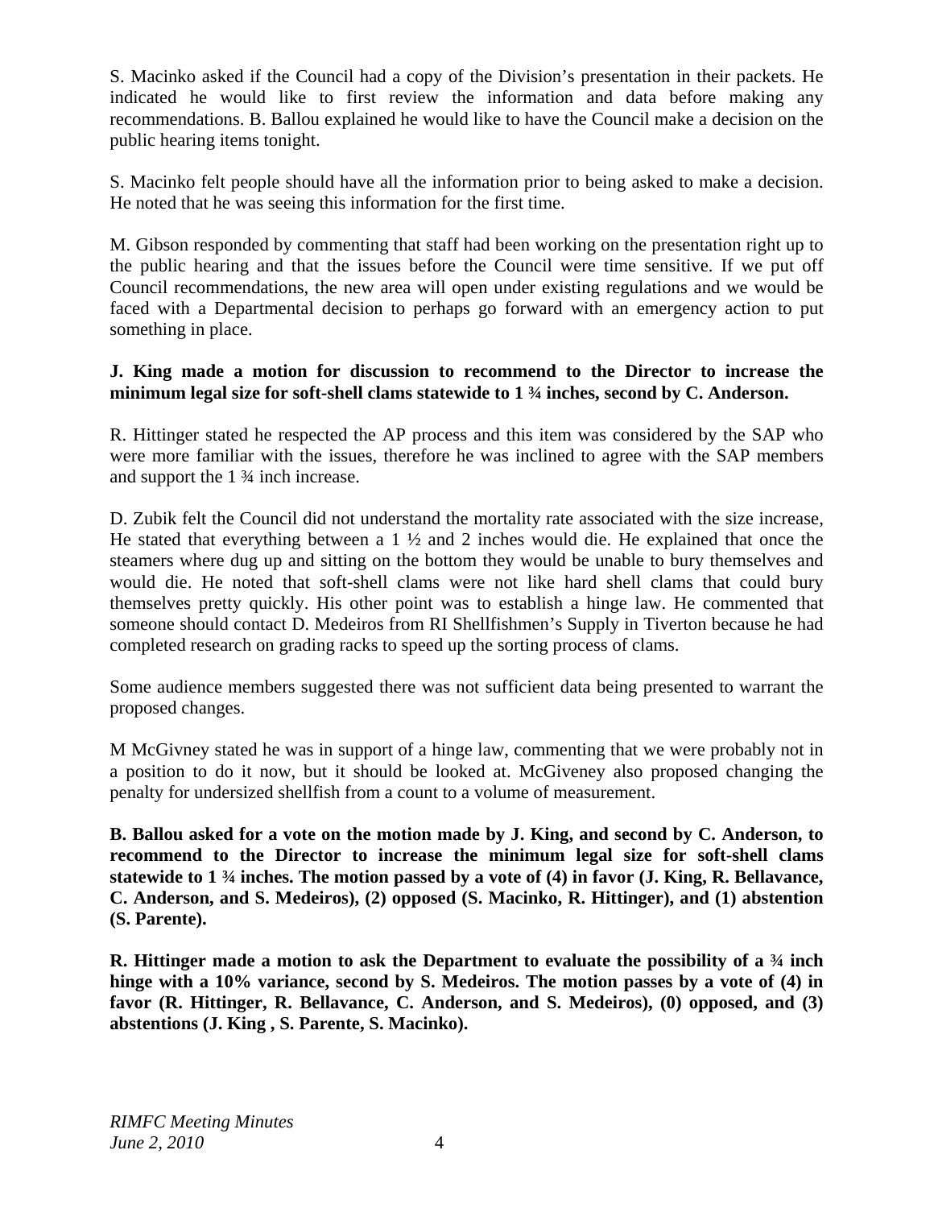S. Macinko asked if the Council had a copy of the Division's presentation in their packets. He indicated he would like to first review the information and data before making any recommendations. B. Ballou explained he would like to have the Council make a decision on the public hearing items tonight.

S. Macinko felt people should have all the information prior to being asked to make a decision. He noted that he was seeing this information for the first time.

M. Gibson responded by commenting that staff had been working on the presentation right up to the public hearing and that the issues before the Council were time sensitive. If we put off Council recommendations, the new area will open under existing regulations and we would be faced with a Departmental decision to perhaps go forward with an emergency action to put something in place.

**J. King made a motion for discussion to recommend to the Director to increase the minimum legal size for soft-shell clams statewide to 1 ¾ inches, second by C. Anderson.**

R. Hittinger stated he respected the AP process and this item was considered by the SAP who were more familiar with the issues, therefore he was inclined to agree with the SAP members and support the 1 ¾ inch increase.

D. Zubik felt the Council did not understand the mortality rate associated with the size increase, He stated that everything between a 1 ½ and 2 inches would die. He explained that once the steamers where dug up and sitting on the bottom they would be unable to bury themselves and would die. He noted that soft-shell clams were not like hard shell clams that could bury themselves pretty quickly. His other point was to establish a hinge law. He commented that someone should contact D. Medeiros from RI Shellfishmen's Supply in Tiverton because he had completed research on grading racks to speed up the sorting process of clams.

Some audience members suggested there was not sufficient data being presented to warrant the proposed changes.

M McGivney stated he was in support of a hinge law, commenting that we were probably not in a position to do it now, but it should be looked at. McGiveney also proposed changing the penalty for undersized shellfish from a count to a volume of measurement.

**B. Ballou asked for a vote on the motion made by J. King, and second by C. Anderson, to recommend to the Director to increase the minimum legal size for soft-shell clams statewide to 1 ¾ inches. The motion passed by a vote of (4) in favor (J. King, R. Bellavance, C. Anderson, and S. Medeiros), (2) opposed (S. Macinko, R. Hittinger), and (1) abstention (S. Parente).**

**R. Hittinger made a motion to ask the Department to evaluate the possibility of a ¾ inch hinge with a 10% variance, second by S. Medeiros. The motion passes by a vote of (4) in favor (R. Hittinger, R. Bellavance, C. Anderson, and S. Medeiros), (0) opposed, and (3) abstentions (J. King , S. Parente, S. Macinko).**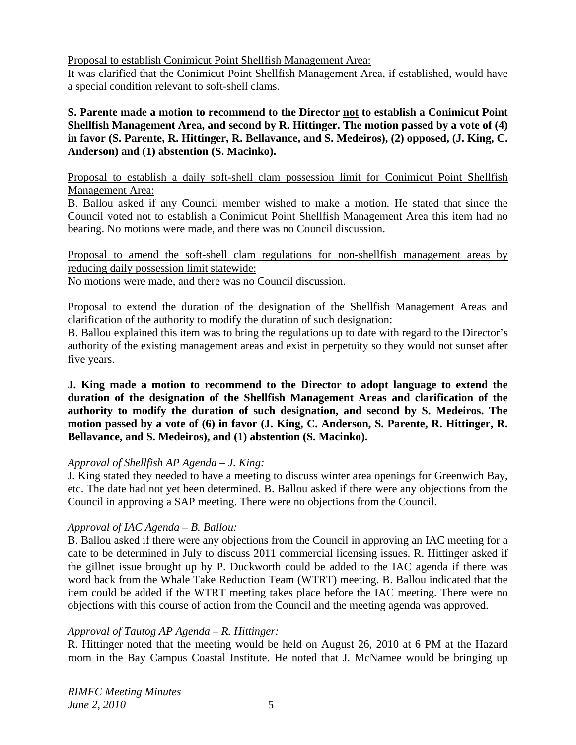Proposal to establish Conimicut Point Shellfish Management Area:

It was clarified that the Conimicut Point Shellfish Management Area, if established, would have a special condition relevant to soft-shell clams.

**S. Parente made a motion to recommend to the Director not to establish a Conimicut Point Shellfish Management Area, and second by R. Hittinger. The motion passed by a vote of (4) in favor (S. Parente, R. Hittinger, R. Bellavance, and S. Medeiros), (2) opposed, (J. King, C. Anderson) and (1) abstention (S. Macinko).**

Proposal to establish a daily soft-shell clam possession limit for Conimicut Point Shellfish Management Area:

B. Ballou asked if any Council member wished to make a motion. He stated that since the Council voted not to establish a Conimicut Point Shellfish Management Area this item had no bearing. No motions were made, and there was no Council discussion.

Proposal to amend the soft-shell clam regulations for non-shellfish management areas by reducing daily possession limit statewide:

No motions were made, and there was no Council discussion.

Proposal to extend the duration of the designation of the Shellfish Management Areas and clarification of the authority to modify the duration of such designation:

B. Ballou explained this item was to bring the regulations up to date with regard to the Director's authority of the existing management areas and exist in perpetuity so they would not sunset after five years.

**J. King made a motion to recommend to the Director to adopt language to extend the duration of the designation of the Shellfish Management Areas and clarification of the authority to modify the duration of such designation, and second by S. Medeiros. The motion passed by a vote of (6) in favor (J. King, C. Anderson, S. Parente, R. Hittinger, R. Bellavance, and S. Medeiros), and (1) abstention (S. Macinko).**

*Approval of Shellfish AP Agenda – J. King:*

J. King stated they needed to have a meeting to discuss winter area openings for Greenwich Bay, etc. The date had not yet been determined. B. Ballou asked if there were any objections from the Council in approving a SAP meeting. There were no objections from the Council.

*Approval of IAC Agenda – B. Ballou:*

B. Ballou asked if there were any objections from the Council in approving an IAC meeting for a date to be determined in July to discuss 2011 commercial licensing issues. R. Hittinger asked if the gillnet issue brought up by P. Duckworth could be added to the IAC agenda if there was word back from the Whale Take Reduction Team (WTRT) meeting. B. Ballou indicated that the item could be added if the WTRT meeting takes place before the IAC meeting. There were no objections with this course of action from the Council and the meeting agenda was approved.

*Approval of Tautog AP Agenda – R. Hittinger:*

R. Hittinger noted that the meeting would be held on August 26, 2010 at 6 PM at the Hazard room in the Bay Campus Coastal Institute. He noted that J. McNamee would be bringing up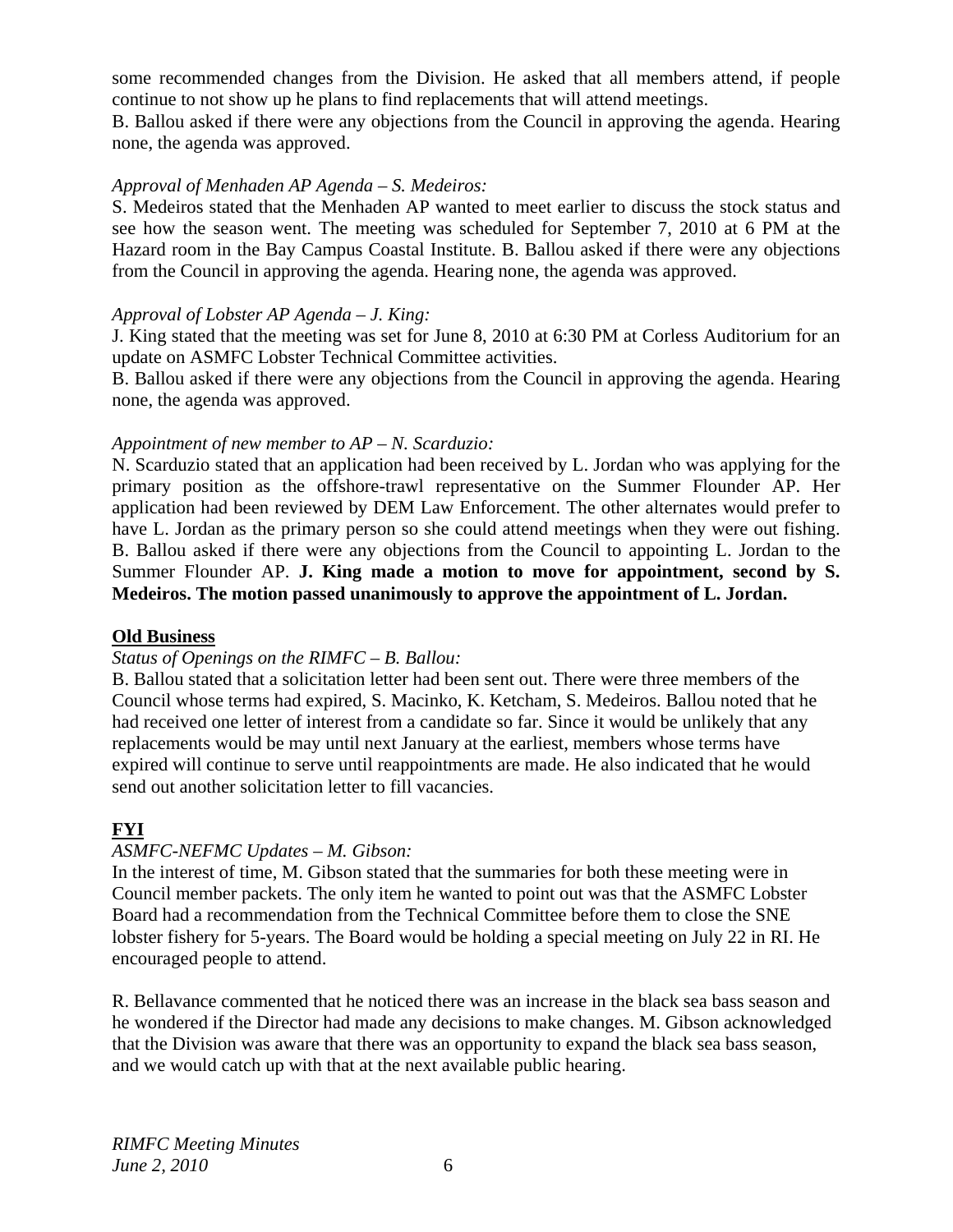some recommended changes from the Division. He asked that all members attend, if people continue to not show up he plans to find replacements that will attend meetings.
B. Ballou asked if there were any objections from the Council in approving the agenda. Hearing none, the agenda was approved.

*Approval of Menhaden AP Agenda – S. Medeiros:*
S. Medeiros stated that the Menhaden AP wanted to meet earlier to discuss the stock status and see how the season went. The meeting was scheduled for September 7, 2010 at 6 PM at the Hazard room in the Bay Campus Coastal Institute. B. Ballou asked if there were any objections from the Council in approving the agenda. Hearing none, the agenda was approved.

*Approval of Lobster AP Agenda – J. King:*
J. King stated that the meeting was set for June 8, 2010 at 6:30 PM at Corless Auditorium for an update on ASMFC Lobster Technical Committee activities.
B. Ballou asked if there were any objections from the Council in approving the agenda. Hearing none, the agenda was approved.

*Appointment of new member to AP – N. Scarduzio:*
N. Scarduzio stated that an application had been received by L. Jordan who was applying for the primary position as the offshore-trawl representative on the Summer Flounder AP. Her application had been reviewed by DEM Law Enforcement. The other alternates would prefer to have L. Jordan as the primary person so she could attend meetings when they were out fishing. B. Ballou asked if there were any objections from the Council to appointing L. Jordan to the Summer Flounder AP. **J. King made a motion to move for appointment, second by S. Medeiros. The motion passed unanimously to approve the appointment of L. Jordan.**

**Old Business**

*Status of Openings on the RIMFC – B. Ballou:*
B. Ballou stated that a solicitation letter had been sent out. There were three members of the Council whose terms had expired, S. Macinko, K. Ketcham, S. Medeiros. Ballou noted that he had received one letter of interest from a candidate so far. Since it would be unlikely that any replacements would be may until next January at the earliest, members whose terms have expired will continue to serve until reappointments are made. He also indicated that he would send out another solicitation letter to fill vacancies.

**FYI**

*ASMFC-NEFMC Updates – M. Gibson:*
In the interest of time, M. Gibson stated that the summaries for both these meeting were in Council member packets. The only item he wanted to point out was that the ASMFC Lobster Board had a recommendation from the Technical Committee before them to close the SNE lobster fishery for 5-years. The Board would be holding a special meeting on July 22 in RI. He encouraged people to attend.

R. Bellavance commented that he noticed there was an increase in the black sea bass season and he wondered if the Director had made any decisions to make changes. M. Gibson acknowledged that the Division was aware that there was an opportunity to expand the black sea bass season, and we would catch up with that at the next available public hearing.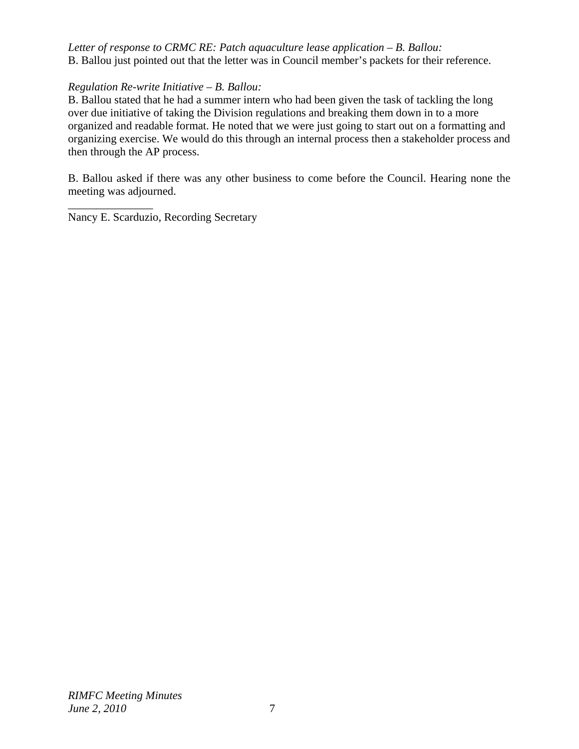*Letter of response to CRMC RE: Patch aquaculture lease application – B. Ballou:*
B. Ballou just pointed out that the letter was in Council member's packets for their reference.

*Regulation Re-write Initiative – B. Ballou:*
B. Ballou stated that he had a summer intern who had been given the task of tackling the long over due initiative of taking the Division regulations and breaking them down in to a more organized and readable format. He noted that we were just going to start out on a formatting and organizing exercise. We would do this through an internal process then a stakeholder process and then through the AP process.

B. Ballou asked if there was any other business to come before the Council. Hearing none the meeting was adjourned.

_______________
Nancy E. Scarduzio, Recording Secretary